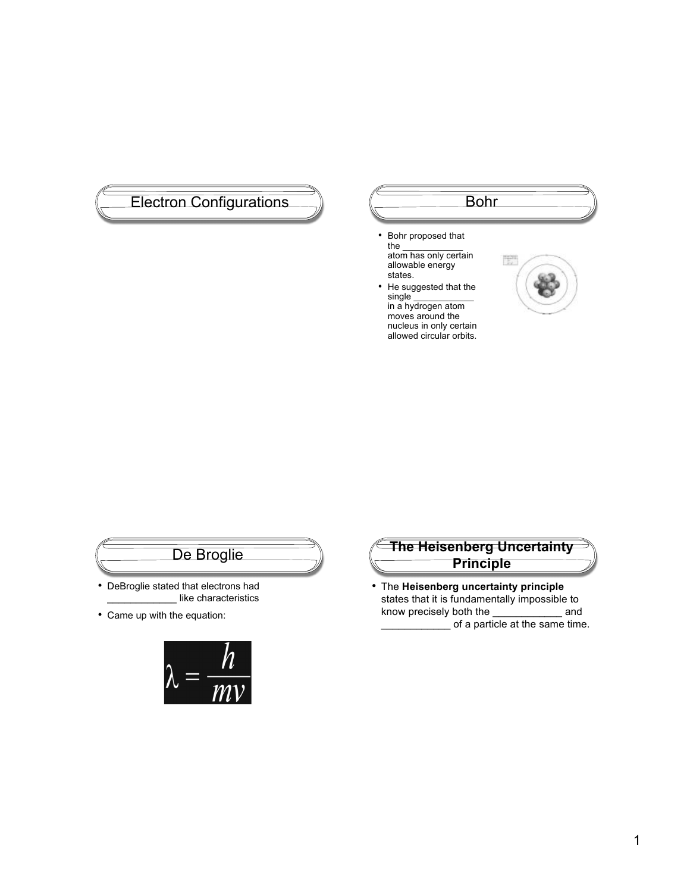# Electron Configurations

# Bohr

- Bohr proposed that the ____________ atom has only certain allowable energy states.
- He suggested that the single ____________ in a hydrogen atom moves around the nucleus in only certain allowed circular orbits.

# De Broglie

- DeBroglie stated that electrons had ____________ like characteristics
- Came up with the equation:

$$\lambda = \frac{h}{mv}$$

# The Heisenberg Uncertainty Principle

- The **Heisenberg uncertainty principle** states that it is fundamentally impossible to know precisely both the ____________ and ____________ of a particle at the same time.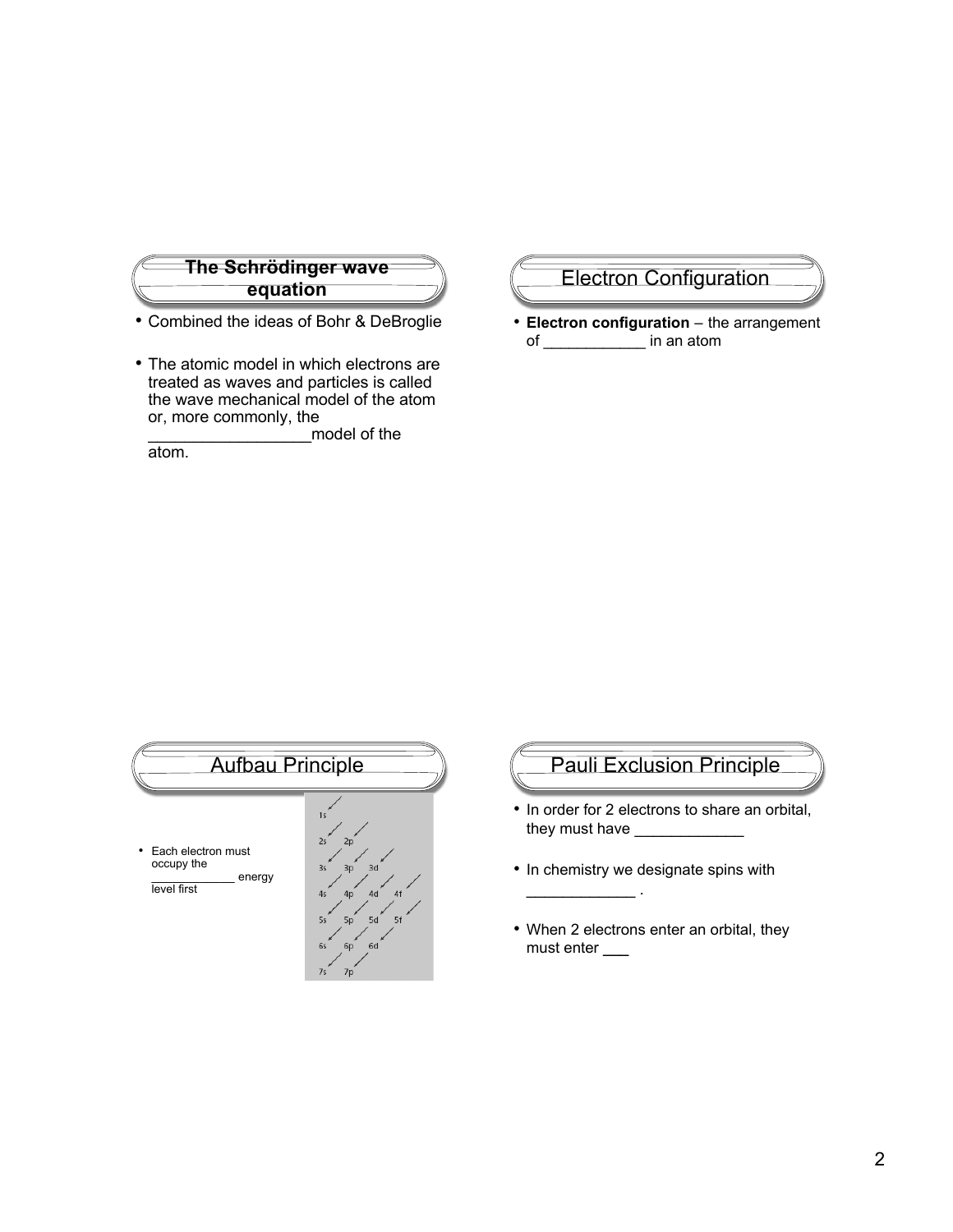## The Schrödinger wave equation

- Combined the ideas of Bohr & DeBroglie
- The atomic model in which electrons are treated as waves and particles is called the wave mechanical model of the atom or, more commonly, the __________________model of the atom.

## Electron Configuration

- **Electron configuration** – the arrangement of ____________ in an atom

## Aufbau Principle

- Each electron must occupy the ____________ energy level first

1s
2s 2p
3s 3p 3d
4s 4p 4d 4f
5s 5p 5d 5f
6s 6p 6d
7s 7p

## Pauli Exclusion Principle

- In order for 2 electrons to share an orbital, they must have _____________
- In chemistry we designate spins with _____________ .
- When 2 electrons enter an orbital, they must enter ___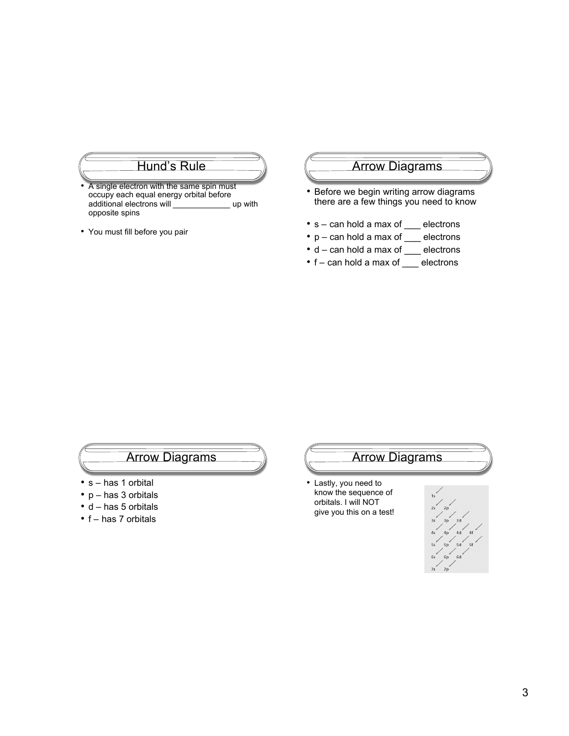## Hund's Rule

- A single electron with the same spin must occupy each equal energy orbital before additional electrons will _____________ up with opposite spins
- You must fill before you pair

## Arrow Diagrams

- Before we begin writing arrow diagrams there are a few things you need to know
- s – can hold a max of ___ electrons
- p – can hold a max of ___ electrons
- d – can hold a max of ___ electrons
- f – can hold a max of ___ electrons

## Arrow Diagrams

- s – has 1 orbital
- p – has 3 orbitals
- d – has 5 orbitals
- f – has 7 orbitals

## Arrow Diagrams

- Lastly, you need to know the sequence of orbitals. I will NOT give you this on a test!

1s
2s 2p
3s 3p 3d
4s 4p 4d 4f
5s 5p 5d 5f
6s 6p 6d
7s 7p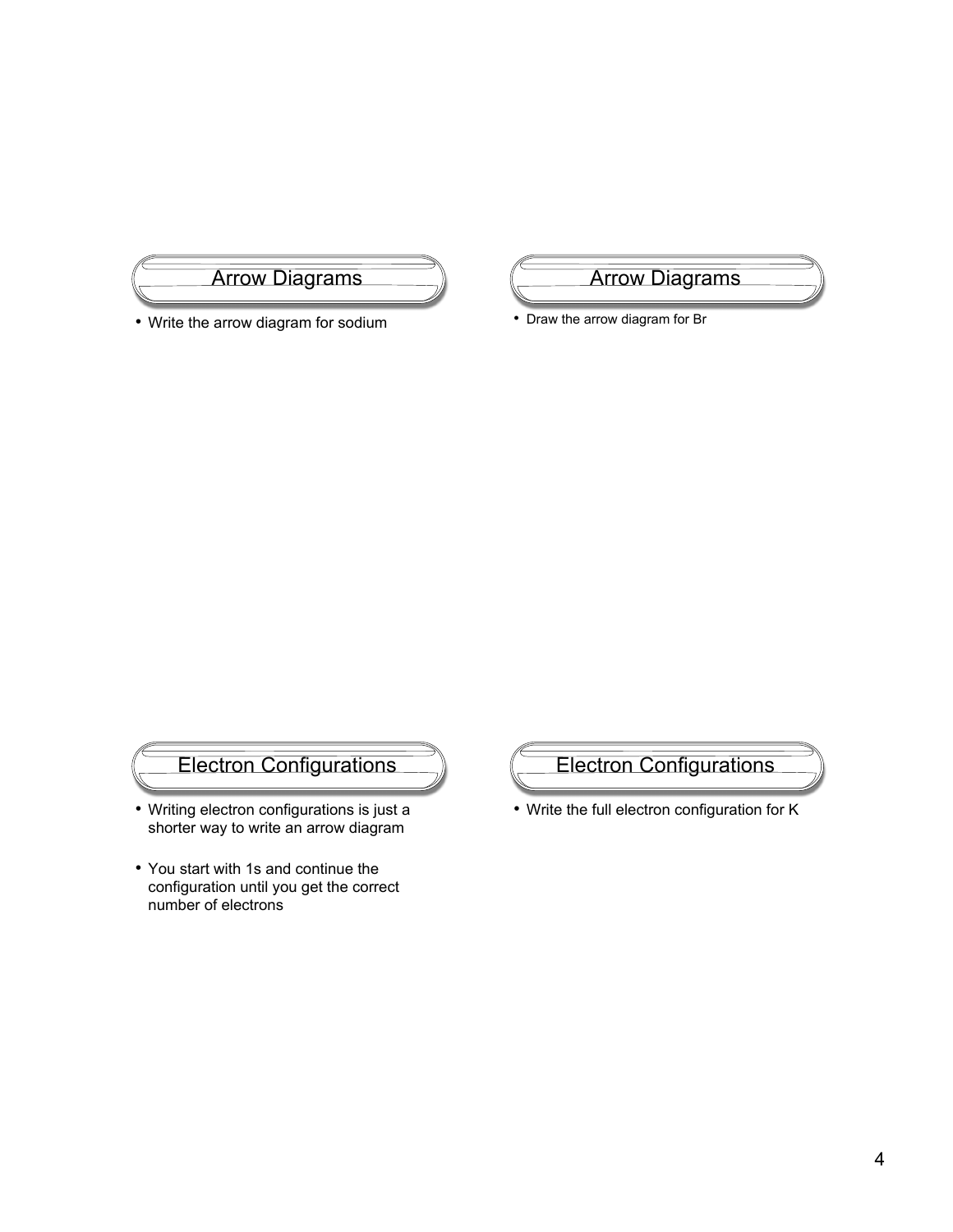## Arrow Diagrams

- Write the arrow diagram for sodium

## Arrow Diagrams

- Draw the arrow diagram for Br

## Electron Configurations

- Writing electron configurations is just a shorter way to write an arrow diagram
- You start with 1s and continue the configuration until you get the correct number of electrons

## Electron Configurations

- Write the full electron configuration for K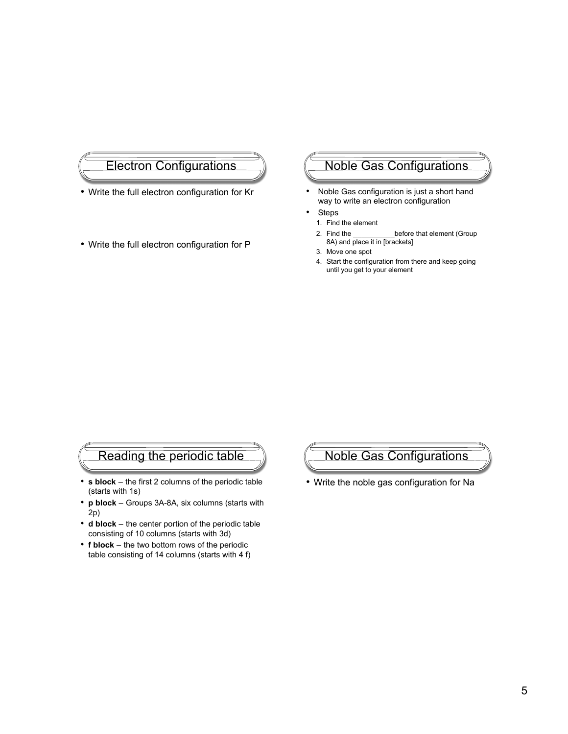## Electron Configurations

- Write the full electron configuration for Kr

- Write the full electron configuration for P

## Noble Gas Configurations

- Noble Gas configuration is just a short hand way to write an electron configuration
- Steps
  1. Find the element
  2. Find the ___________before that element (Group 8A) and place it in [brackets]
  3. Move one spot
  4. Start the configuration from there and keep going until you get to your element

## Reading the periodic table

- **s block** – the first 2 columns of the periodic table (starts with 1s)
- **p block** – Groups 3A-8A, six columns (starts with 2p)
- **d block** – the center portion of the periodic table consisting of 10 columns (starts with 3d)
- **f block** – the two bottom rows of the periodic table consisting of 14 columns (starts with 4 f)

## Noble Gas Configurations

- Write the noble gas configuration for Na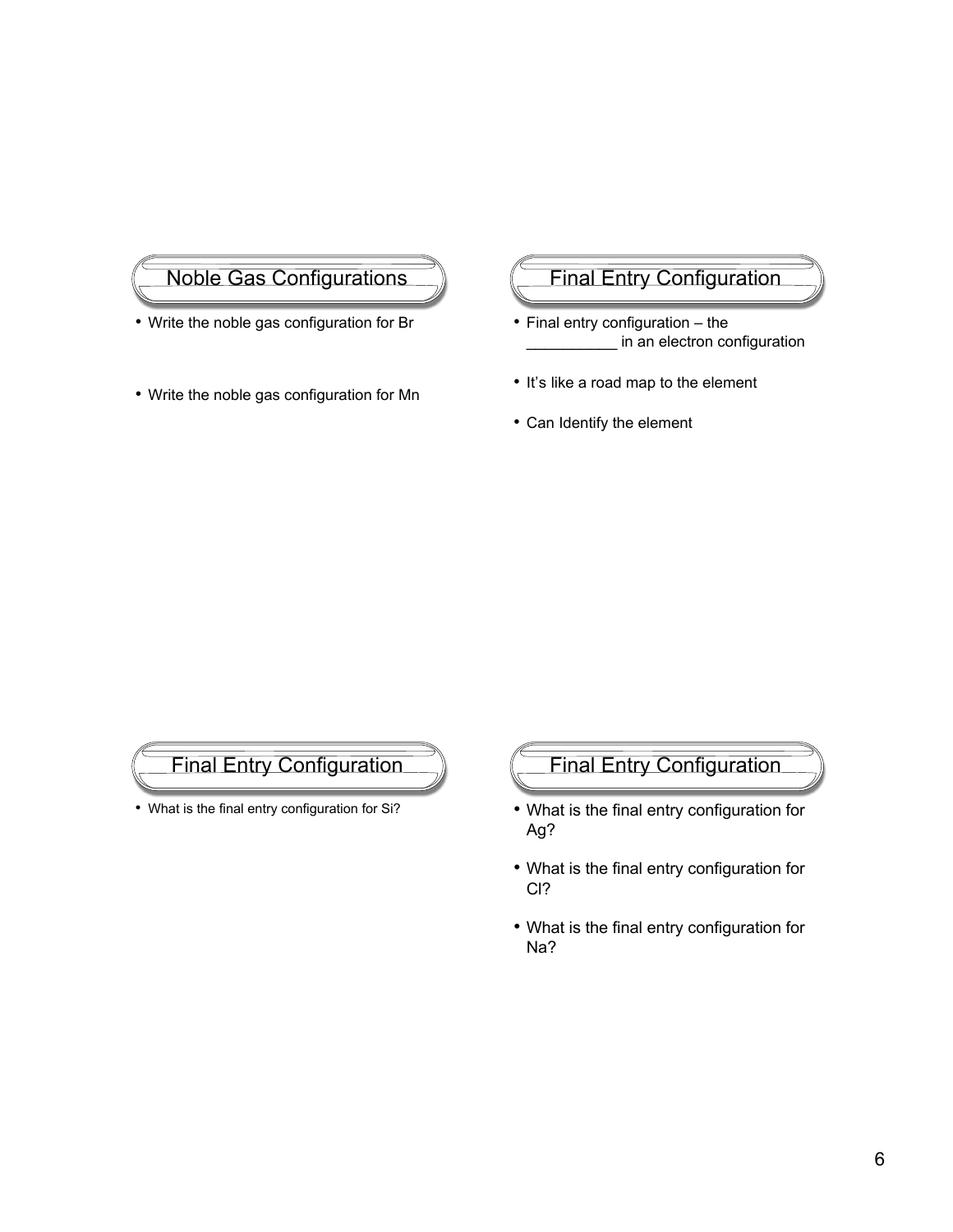## Noble Gas Configurations

- Write the noble gas configuration for Br

- Write the noble gas configuration for Mn

## Final Entry Configuration

- Final entry configuration – the __________ in an electron configuration
- It's like a road map to the element
- Can Identify the element

## Final Entry Configuration

- What is the final entry configuration for Si?

## Final Entry Configuration

- What is the final entry configuration for Ag?
- What is the final entry configuration for Cl?
- What is the final entry configuration for Na?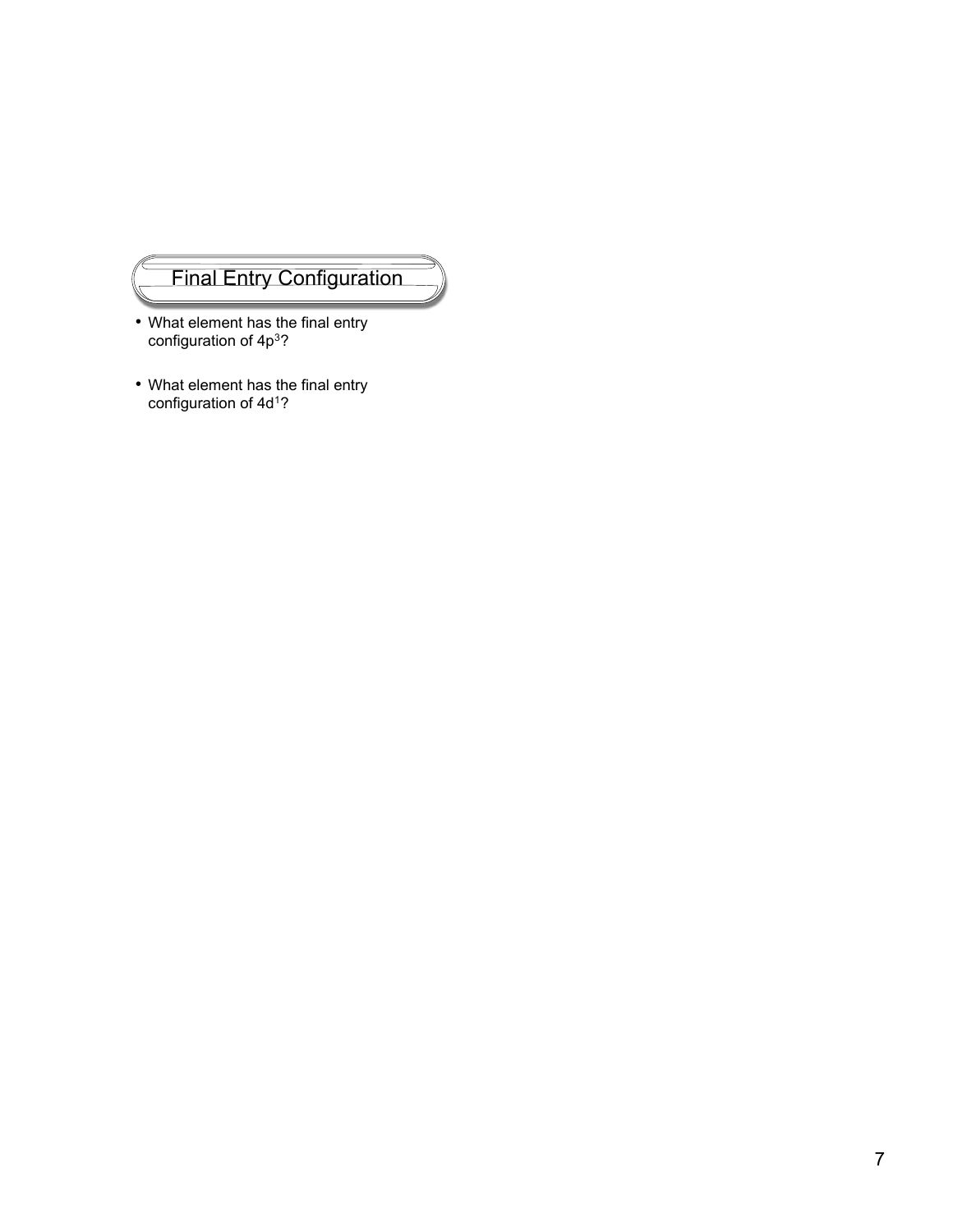## Final Entry Configuration

- What element has the final entry configuration of $4p^3$?
- What element has the final entry configuration of $4d^1$?